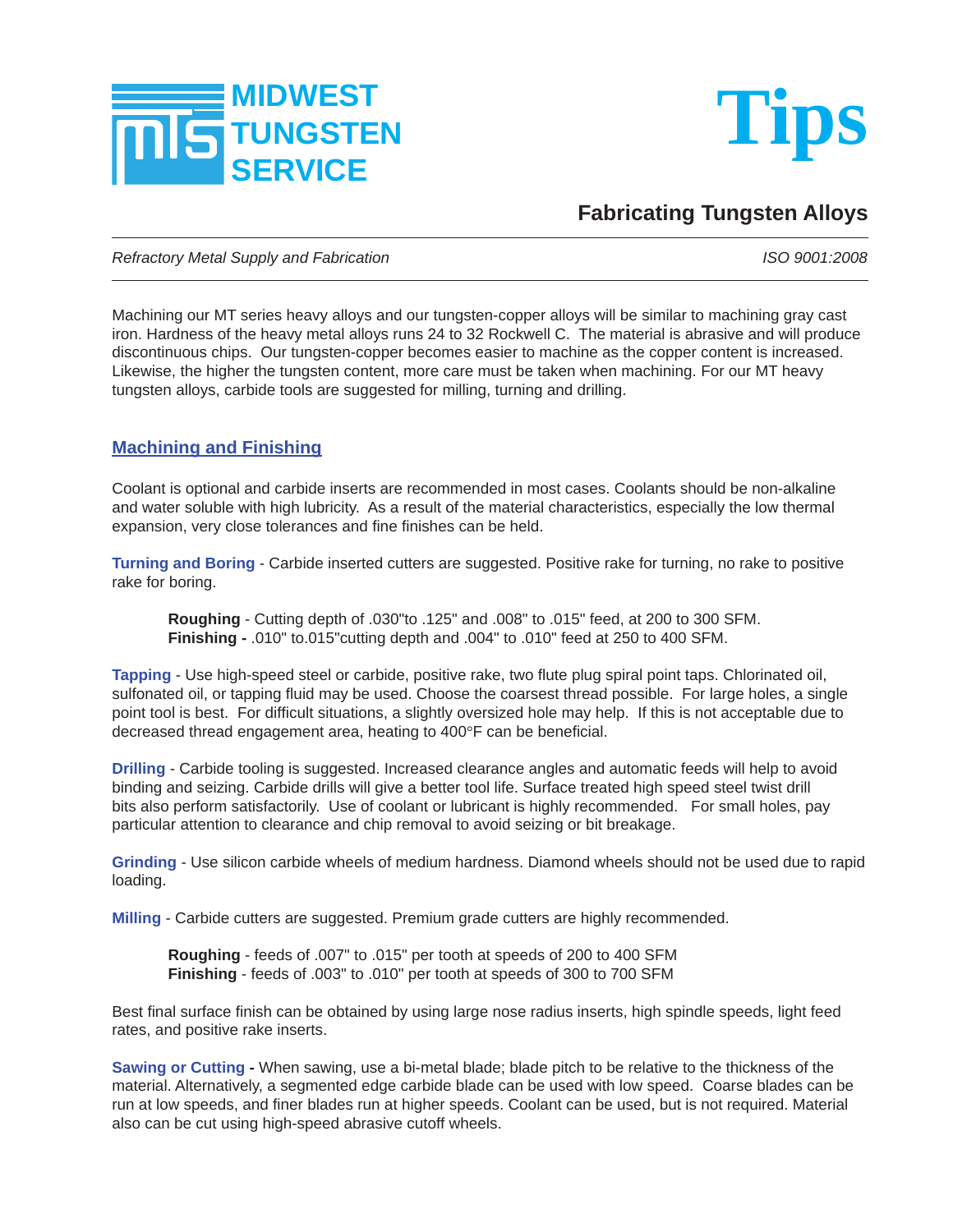# MIDWEST TUNGSTEN SERVICE

# Tips

## Fabricating Tungsten Alloys

*Refractory Metal Supply and Fabrication* *ISO 9001:2008*

Machining our MT series heavy alloys and our tungsten-copper alloys will be similar to machining gray cast iron. Hardness of the heavy metal alloys runs 24 to 32 Rockwell C. The material is abrasive and will produce discontinuous chips. Our tungsten-copper becomes easier to machine as the copper content is increased. Likewise, the higher the tungsten content, more care must be taken when machining. For our MT heavy tungsten alloys, carbide tools are suggested for milling, turning and drilling.

### Machining and Finishing

Coolant is optional and carbide inserts are recommended in most cases. Coolants should be non-alkaline and water soluble with high lubricity. As a result of the material characteristics, especially the low thermal expansion, very close tolerances and fine finishes can be held.

**Turning and Boring** - Carbide inserted cutters are suggested. Positive rake for turning, no rake to positive rake for boring.

> **Roughing** - Cutting depth of .030"to .125" and .008" to .015" feed, at 200 to 300 SFM.
> **Finishing -** .010" to.015"cutting depth and .004" to .010" feed at 250 to 400 SFM.

**Tapping** - Use high-speed steel or carbide, positive rake, two flute plug spiral point taps. Chlorinated oil, sulfonated oil, or tapping fluid may be used. Choose the coarsest thread possible. For large holes, a single point tool is best. For difficult situations, a slightly oversized hole may help. If this is not acceptable due to decreased thread engagement area, heating to 400°F can be beneficial.

**Drilling** - Carbide tooling is suggested. Increased clearance angles and automatic feeds will help to avoid binding and seizing. Carbide drills will give a better tool life. Surface treated high speed steel twist drill bits also perform satisfactorily. Use of coolant or lubricant is highly recommended. For small holes, pay particular attention to clearance and chip removal to avoid seizing or bit breakage.

**Grinding** - Use silicon carbide wheels of medium hardness. Diamond wheels should not be used due to rapid loading.

**Milling** - Carbide cutters are suggested. Premium grade cutters are highly recommended.

> **Roughing** - feeds of .007" to .015" per tooth at speeds of 200 to 400 SFM
> **Finishing** - feeds of .003" to .010" per tooth at speeds of 300 to 700 SFM

Best final surface finish can be obtained by using large nose radius inserts, high spindle speeds, light feed rates, and positive rake inserts.

**Sawing or Cutting -** When sawing, use a bi-metal blade; blade pitch to be relative to the thickness of the material. Alternatively, a segmented edge carbide blade can be used with low speed. Coarse blades can be run at low speeds, and finer blades run at higher speeds. Coolant can be used, but is not required. Material also can be cut using high-speed abrasive cutoff wheels.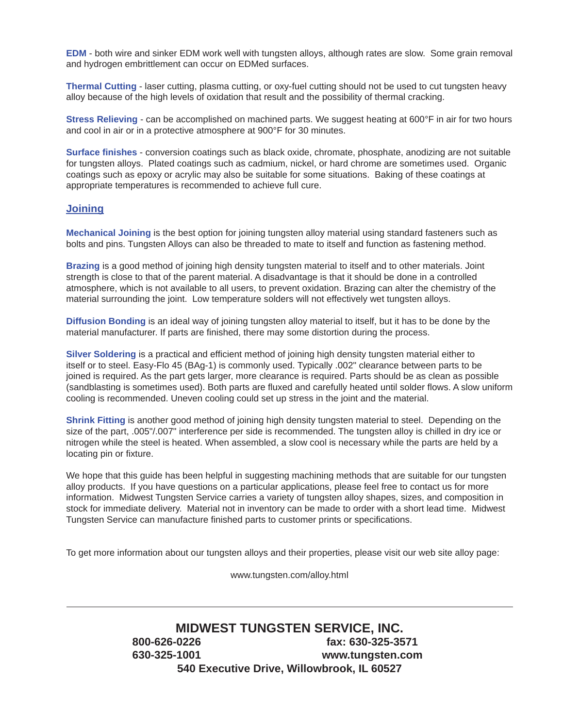**EDM** - both wire and sinker EDM work well with tungsten alloys, although rates are slow. Some grain removal and hydrogen embrittlement can occur on EDMed surfaces.

**Thermal Cutting** - laser cutting, plasma cutting, or oxy-fuel cutting should not be used to cut tungsten heavy alloy because of the high levels of oxidation that result and the possibility of thermal cracking.

**Stress Relieving** - can be accomplished on machined parts. We suggest heating at 600°F in air for two hours and cool in air or in a protective atmosphere at 900°F for 30 minutes.

**Surface finishes** - conversion coatings such as black oxide, chromate, phosphate, anodizing are not suitable for tungsten alloys. Plated coatings such as cadmium, nickel, or hard chrome are sometimes used. Organic coatings such as epoxy or acrylic may also be suitable for some situations. Baking of these coatings at appropriate temperatures is recommended to achieve full cure.

## Joining

**Mechanical Joining** is the best option for joining tungsten alloy material using standard fasteners such as bolts and pins. Tungsten Alloys can also be threaded to mate to itself and function as fastening method.

**Brazing** is a good method of joining high density tungsten material to itself and to other materials. Joint strength is close to that of the parent material. A disadvantage is that it should be done in a controlled atmosphere, which is not available to all users, to prevent oxidation. Brazing can alter the chemistry of the material surrounding the joint. Low temperature solders will not effectively wet tungsten alloys.

**Diffusion Bonding** is an ideal way of joining tungsten alloy material to itself, but it has to be done by the material manufacturer. If parts are finished, there may some distortion during the process.

**Silver Soldering** is a practical and efficient method of joining high density tungsten material either to itself or to steel. Easy-Flo 45 (BAg-1) is commonly used. Typically .002" clearance between parts to be joined is required. As the part gets larger, more clearance is required. Parts should be as clean as possible (sandblasting is sometimes used). Both parts are fluxed and carefully heated until solder flows. A slow uniform cooling is recommended. Uneven cooling could set up stress in the joint and the material.

**Shrink Fitting** is another good method of joining high density tungsten material to steel. Depending on the size of the part, .005"/.007" interference per side is recommended. The tungsten alloy is chilled in dry ice or nitrogen while the steel is heated. When assembled, a slow cool is necessary while the parts are held by a locating pin or fixture.

We hope that this guide has been helpful in suggesting machining methods that are suitable for our tungsten alloy products. If you have questions on a particular applications, please feel free to contact us for more information. Midwest Tungsten Service carries a variety of tungsten alloy shapes, sizes, and composition in stock for immediate delivery. Material not in inventory can be made to order with a short lead time. Midwest Tungsten Service can manufacture finished parts to customer prints or specifications.

To get more information about our tungsten alloys and their properties, please visit our web site alloy page:

www.tungsten.com/alloy.html

---

**MIDWEST TUNGSTEN SERVICE, INC.**

**800-626-0226** **fax: 630-325-3571**

**630-325-1001** **www.tungsten.com**

**540 Executive Drive, Willowbrook, IL 60527**